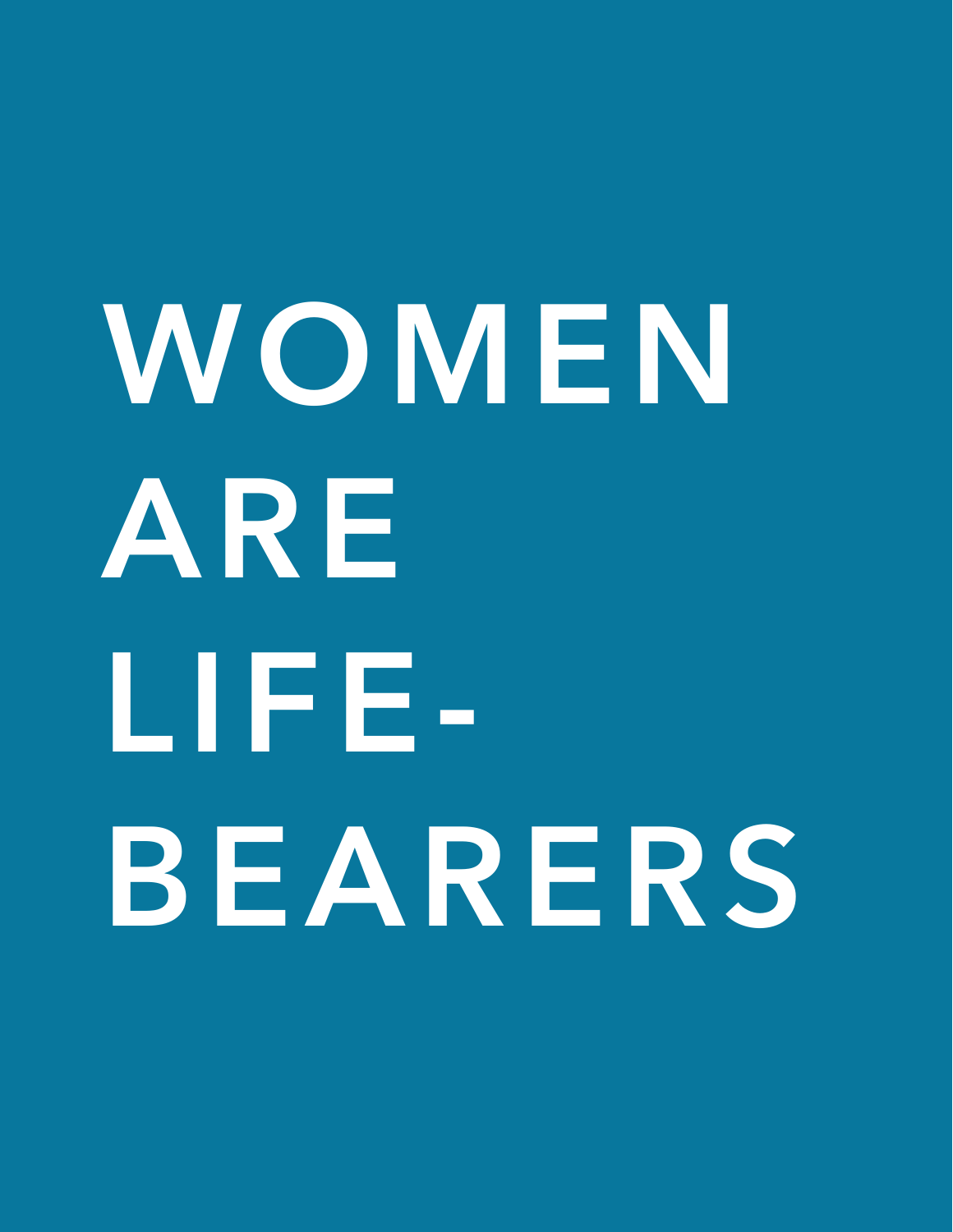# WOMEN ARE LIFE-BEARERS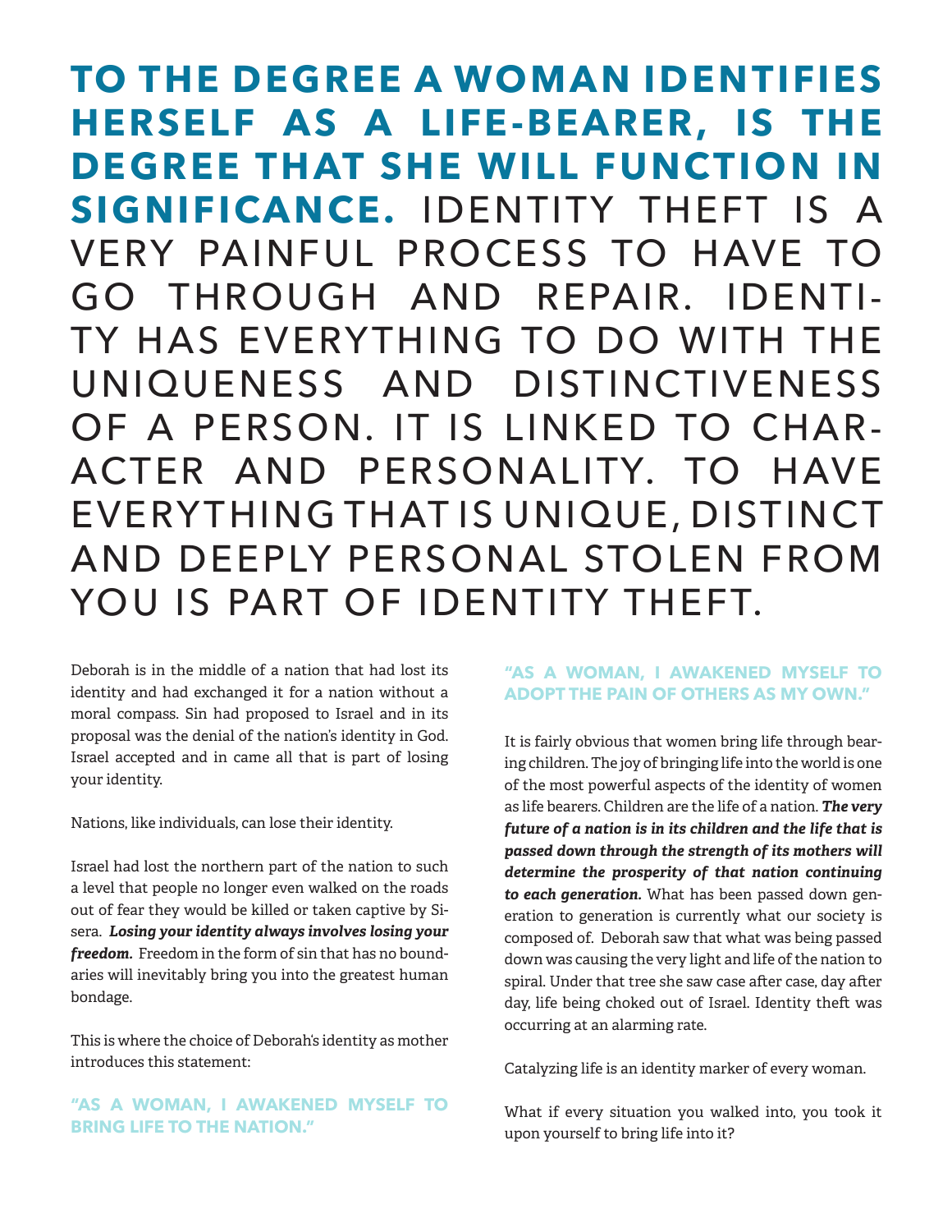**TO THE DEGREE A WOMAN IDENTIFIES HERSELF AS A LIFE-BEARER, IS THE DEGREE THAT SHE WILL FUNCTION IN SIGNIFICANCE.** IDENTITY THEFT IS A VERY PAINFUL PROCESS TO HAVE TO GO THROUGH AND REPAIR. IDENTITY HAS EVERYTHING TO DO WITH THE UNIQUENESS AND DISTINCTIVENESS OF A PERSON. IT IS LINKED TO CHARACTER AND PERSONALITY. TO HAVE EVERYTHING THAT IS UNIQUE, DISTINCT AND DEEPLY PERSONAL STOLEN FROM YOU IS PART OF IDENTITY THEFT.

Deborah is in the middle of a nation that had lost its identity and had exchanged it for a nation without a moral compass. Sin had proposed to Israel and in its proposal was the denial of the nation's identity in God. Israel accepted and in came all that is part of losing your identity.

Nations, like individuals, can lose their identity.

Israel had lost the northern part of the nation to such a level that people no longer even walked on the roads out of fear they would be killed or taken captive by Sisera. ***Losing your identity always involves losing your freedom.*** Freedom in the form of sin that has no boundaries will inevitably bring you into the greatest human bondage.

This is where the choice of Deborah's identity as mother introduces this statement:

**"AS A WOMAN, I AWAKENED MYSELF TO BRING LIFE TO THE NATION."**

**"AS A WOMAN, I AWAKENED MYSELF TO ADOPT THE PAIN OF OTHERS AS MY OWN."**

It is fairly obvious that women bring life through bearing children. The joy of bringing life into the world is one of the most powerful aspects of the identity of women as life bearers. Children are the life of a nation. ***The very future of a nation is in its children and the life that is passed down through the strength of its mothers will determine the prosperity of that nation continuing to each generation.*** What has been passed down generation to generation is currently what our society is composed of. Deborah saw that what was being passed down was causing the very light and life of the nation to spiral. Under that tree she saw case after case, day after day, life being choked out of Israel. Identity theft was occurring at an alarming rate.

Catalyzing life is an identity marker of every woman.

What if every situation you walked into, you took it upon yourself to bring life into it?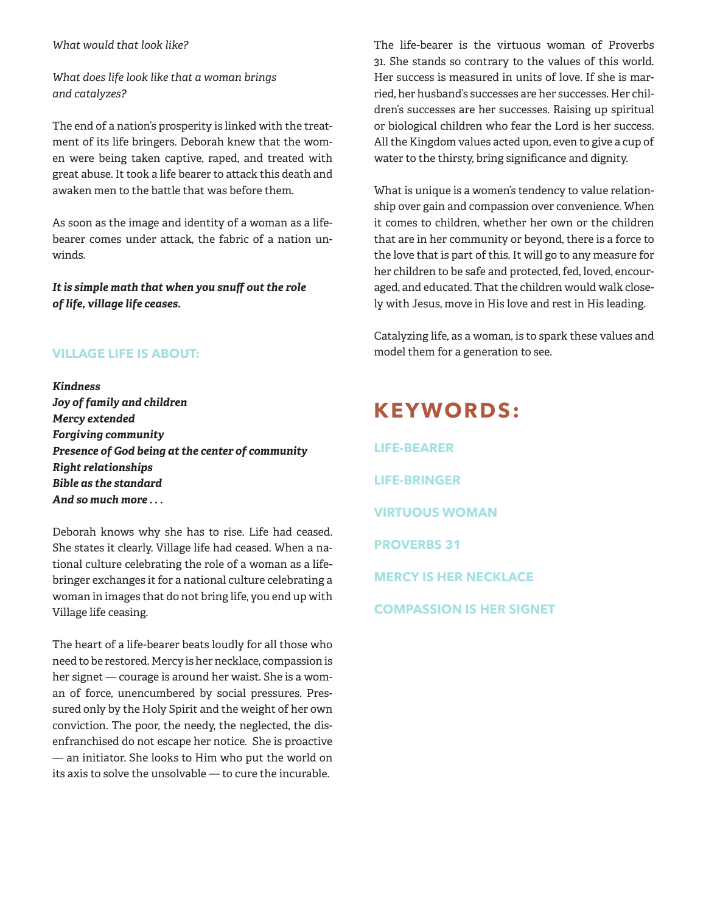*What would that look like?*

*What does life look like that a woman brings and catalyzes?*

The end of a nation's prosperity is linked with the treatment of its life bringers. Deborah knew that the women were being taken captive, raped, and treated with great abuse. It took a life bearer to attack this death and awaken men to the battle that was before them.

As soon as the image and identity of a woman as a life-bearer comes under attack, the fabric of a nation unwinds.

***It is simple math that when you snuff out the role of life, village life ceases.***

## VILLAGE LIFE IS ABOUT:

***Kindness***
***Joy of family and children***
***Mercy extended***
***Forgiving community***
***Presence of God being at the center of community***
***Right relationships***
***Bible as the standard***
***And so much more . . .***

Deborah knows why she has to rise. Life had ceased. She states it clearly. Village life had ceased. When a national culture celebrating the role of a woman as a life-bringer exchanges it for a national culture celebrating a woman in images that do not bring life, you end up with Village life ceasing.

The heart of a life-bearer beats loudly for all those who need to be restored. Mercy is her necklace, compassion is her signet — courage is around her waist. She is a woman of force, unencumbered by social pressures. Pressured only by the Holy Spirit and the weight of her own conviction. The poor, the needy, the neglected, the disenfranchised do not escape her notice. She is proactive — an initiator. She looks to Him who put the world on its axis to solve the unsolvable — to cure the incurable.

The life-bearer is the virtuous woman of Proverbs 31. She stands so contrary to the values of this world. Her success is measured in units of love. If she is married, her husband's successes are her successes. Her children's successes are her successes. Raising up spiritual or biological children who fear the Lord is her success. All the Kingdom values acted upon, even to give a cup of water to the thirsty, bring significance and dignity.

What is unique is a women's tendency to value relationship over gain and compassion over convenience. When it comes to children, whether her own or the children that are in her community or beyond, there is a force to the love that is part of this. It will go to any measure for her children to be safe and protected, fed, loved, encouraged, and educated. That the children would walk closely with Jesus, move in His love and rest in His leading.

Catalyzing life, as a woman, is to spark these values and model them for a generation to see.

## KEYWORDS:

**LIFE-BEARER**

**LIFE-BRINGER**

**VIRTUOUS WOMAN**

**PROVERBS 31**

**MERCY IS HER NECKLACE**

**COMPASSION IS HER SIGNET**